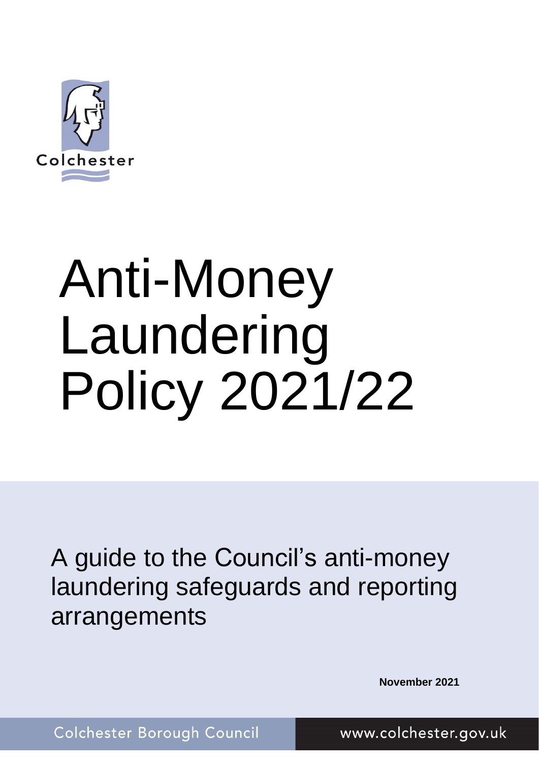Colchester

# Anti-Money Laundering Policy 2021/22

A guide to the Council's anti-money laundering safeguards and reporting arrangements

**November 2021**

Colchester Borough Council

www.colchester.gov.uk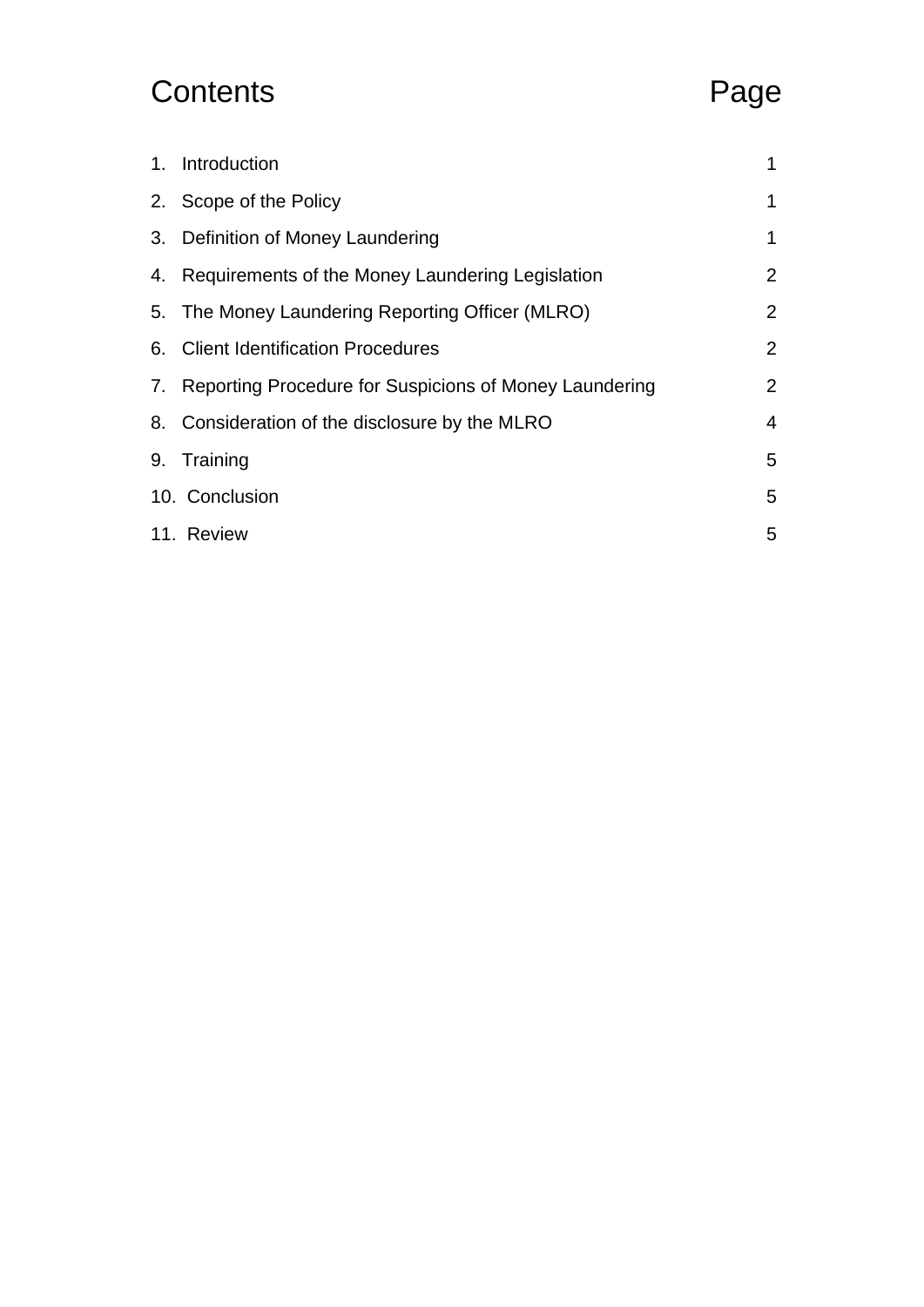# Contents

| Contents | Page |
|---|---|
| 1. Introduction | 1 |
| 2. Scope of the Policy | 1 |
| 3. Definition of Money Laundering | 1 |
| 4. Requirements of the Money Laundering Legislation | 2 |
| 5. The Money Laundering Reporting Officer (MLRO) | 2 |
| 6. Client Identification Procedures | 2 |
| 7. Reporting Procedure for Suspicions of Money Laundering | 2 |
| 8. Consideration of the disclosure by the MLRO | 4 |
| 9. Training | 5 |
| 10. Conclusion | 5 |
| 11. Review | 5 |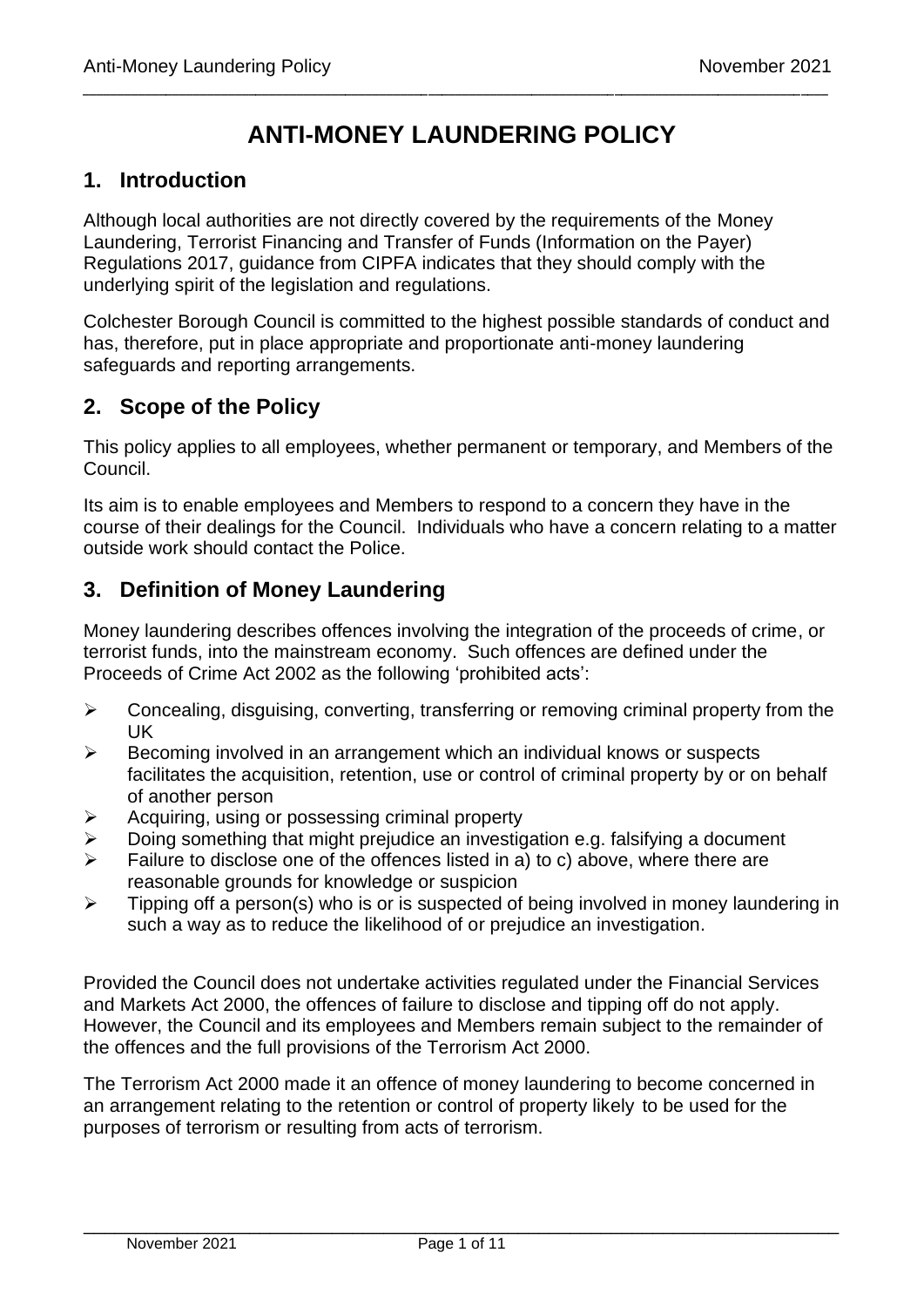# ANTI-MONEY LAUNDERING POLICY

## 1. Introduction

Although local authorities are not directly covered by the requirements of the Money Laundering, Terrorist Financing and Transfer of Funds (Information on the Payer) Regulations 2017, guidance from CIPFA indicates that they should comply with the underlying spirit of the legislation and regulations.

Colchester Borough Council is committed to the highest possible standards of conduct and has, therefore, put in place appropriate and proportionate anti-money laundering safeguards and reporting arrangements.

## 2. Scope of the Policy

This policy applies to all employees, whether permanent or temporary, and Members of the Council.

Its aim is to enable employees and Members to respond to a concern they have in the course of their dealings for the Council. Individuals who have a concern relating to a matter outside work should contact the Police.

## 3. Definition of Money Laundering

Money laundering describes offences involving the integration of the proceeds of crime, or terrorist funds, into the mainstream economy. Such offences are defined under the Proceeds of Crime Act 2002 as the following 'prohibited acts':

- Concealing, disguising, converting, transferring or removing criminal property from the UK
- Becoming involved in an arrangement which an individual knows or suspects facilitates the acquisition, retention, use or control of criminal property by or on behalf of another person
- Acquiring, using or possessing criminal property
- Doing something that might prejudice an investigation e.g. falsifying a document
- Failure to disclose one of the offences listed in a) to c) above, where there are reasonable grounds for knowledge or suspicion
- Tipping off a person(s) who is or is suspected of being involved in money laundering in such a way as to reduce the likelihood of or prejudice an investigation.

Provided the Council does not undertake activities regulated under the Financial Services and Markets Act 2000, the offences of failure to disclose and tipping off do not apply. However, the Council and its employees and Members remain subject to the remainder of the offences and the full provisions of the Terrorism Act 2000.

The Terrorism Act 2000 made it an offence of money laundering to become concerned in an arrangement relating to the retention or control of property likely to be used for the purposes of terrorism or resulting from acts of terrorism.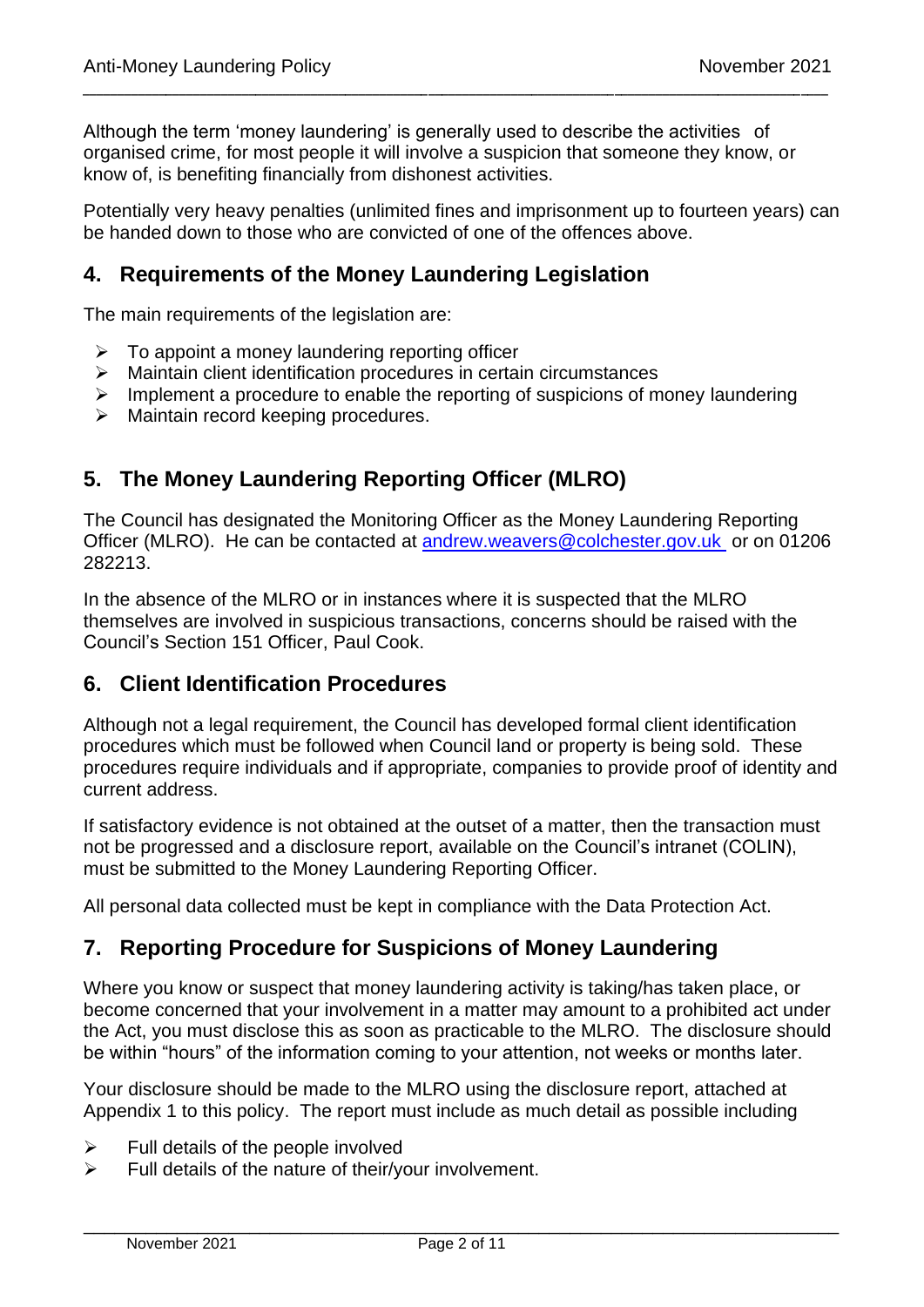Although the term 'money laundering' is generally used to describe the activities of organised crime, for most people it will involve a suspicion that someone they know, or know of, is benefiting financially from dishonest activities.

Potentially very heavy penalties (unlimited fines and imprisonment up to fourteen years) can be handed down to those who are convicted of one of the offences above.

## 4. Requirements of the Money Laundering Legislation

The main requirements of the legislation are:

- To appoint a money laundering reporting officer
- Maintain client identification procedures in certain circumstances
- Implement a procedure to enable the reporting of suspicions of money laundering
- Maintain record keeping procedures.

## 5. The Money Laundering Reporting Officer (MLRO)

The Council has designated the Monitoring Officer as the Money Laundering Reporting Officer (MLRO). He can be contacted at andrew.weavers@colchester.gov.uk or on 01206 282213.

In the absence of the MLRO or in instances where it is suspected that the MLRO themselves are involved in suspicious transactions, concerns should be raised with the Council's Section 151 Officer, Paul Cook.

## 6. Client Identification Procedures

Although not a legal requirement, the Council has developed formal client identification procedures which must be followed when Council land or property is being sold. These procedures require individuals and if appropriate, companies to provide proof of identity and current address.

If satisfactory evidence is not obtained at the outset of a matter, then the transaction must not be progressed and a disclosure report, available on the Council's intranet (COLIN), must be submitted to the Money Laundering Reporting Officer.

All personal data collected must be kept in compliance with the Data Protection Act.

## 7. Reporting Procedure for Suspicions of Money Laundering

Where you know or suspect that money laundering activity is taking/has taken place, or become concerned that your involvement in a matter may amount to a prohibited act under the Act, you must disclose this as soon as practicable to the MLRO. The disclosure should be within "hours" of the information coming to your attention, not weeks or months later.

Your disclosure should be made to the MLRO using the disclosure report, attached at Appendix 1 to this policy. The report must include as much detail as possible including

- Full details of the people involved
- Full details of the nature of their/your involvement.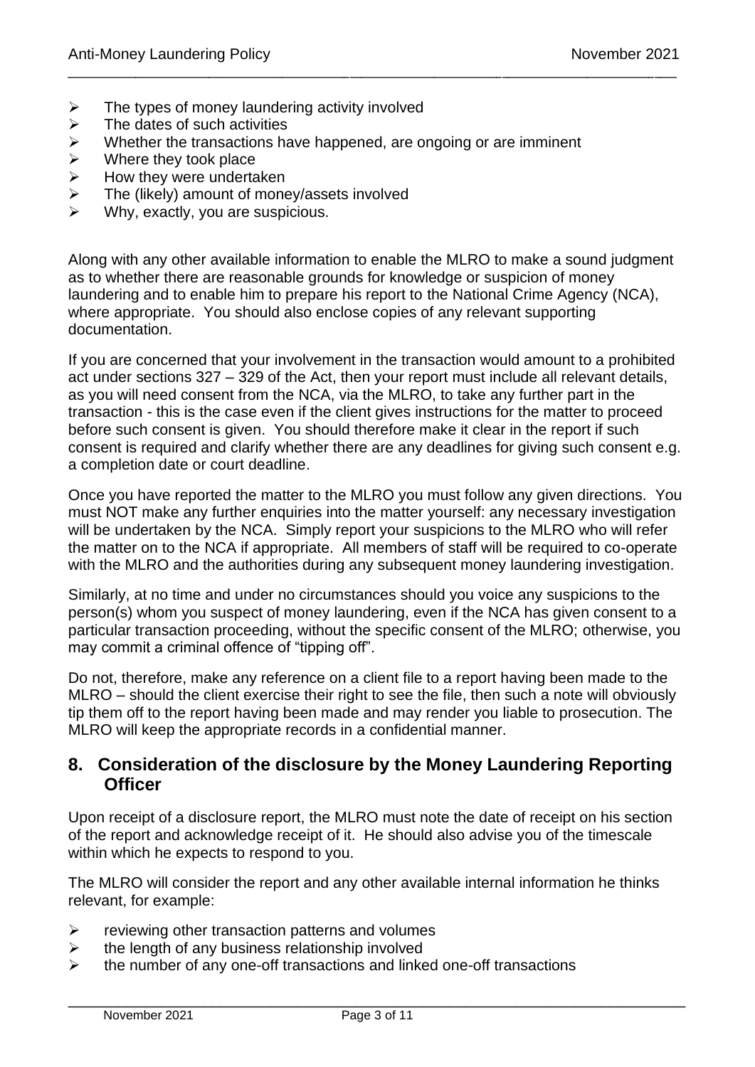- The types of money laundering activity involved
- The dates of such activities
- Whether the transactions have happened, are ongoing or are imminent
- Where they took place
- How they were undertaken
- The (likely) amount of money/assets involved
- Why, exactly, you are suspicious.

Along with any other available information to enable the MLRO to make a sound judgment as to whether there are reasonable grounds for knowledge or suspicion of money laundering and to enable him to prepare his report to the National Crime Agency (NCA), where appropriate. You should also enclose copies of any relevant supporting documentation.

If you are concerned that your involvement in the transaction would amount to a prohibited act under sections 327 – 329 of the Act, then your report must include all relevant details, as you will need consent from the NCA, via the MLRO, to take any further part in the transaction - this is the case even if the client gives instructions for the matter to proceed before such consent is given. You should therefore make it clear in the report if such consent is required and clarify whether there are any deadlines for giving such consent e.g. a completion date or court deadline.

Once you have reported the matter to the MLRO you must follow any given directions. You must NOT make any further enquiries into the matter yourself: any necessary investigation will be undertaken by the NCA. Simply report your suspicions to the MLRO who will refer the matter on to the NCA if appropriate. All members of staff will be required to co-operate with the MLRO and the authorities during any subsequent money laundering investigation.

Similarly, at no time and under no circumstances should you voice any suspicions to the person(s) whom you suspect of money laundering, even if the NCA has given consent to a particular transaction proceeding, without the specific consent of the MLRO; otherwise, you may commit a criminal offence of "tipping off".

Do not, therefore, make any reference on a client file to a report having been made to the MLRO – should the client exercise their right to see the file, then such a note will obviously tip them off to the report having been made and may render you liable to prosecution. The MLRO will keep the appropriate records in a confidential manner.

## 8. Consideration of the disclosure by the Money Laundering Reporting Officer

Upon receipt of a disclosure report, the MLRO must note the date of receipt on his section of the report and acknowledge receipt of it. He should also advise you of the timescale within which he expects to respond to you.

The MLRO will consider the report and any other available internal information he thinks relevant, for example:

- reviewing other transaction patterns and volumes
- the length of any business relationship involved
- the number of any one-off transactions and linked one-off transactions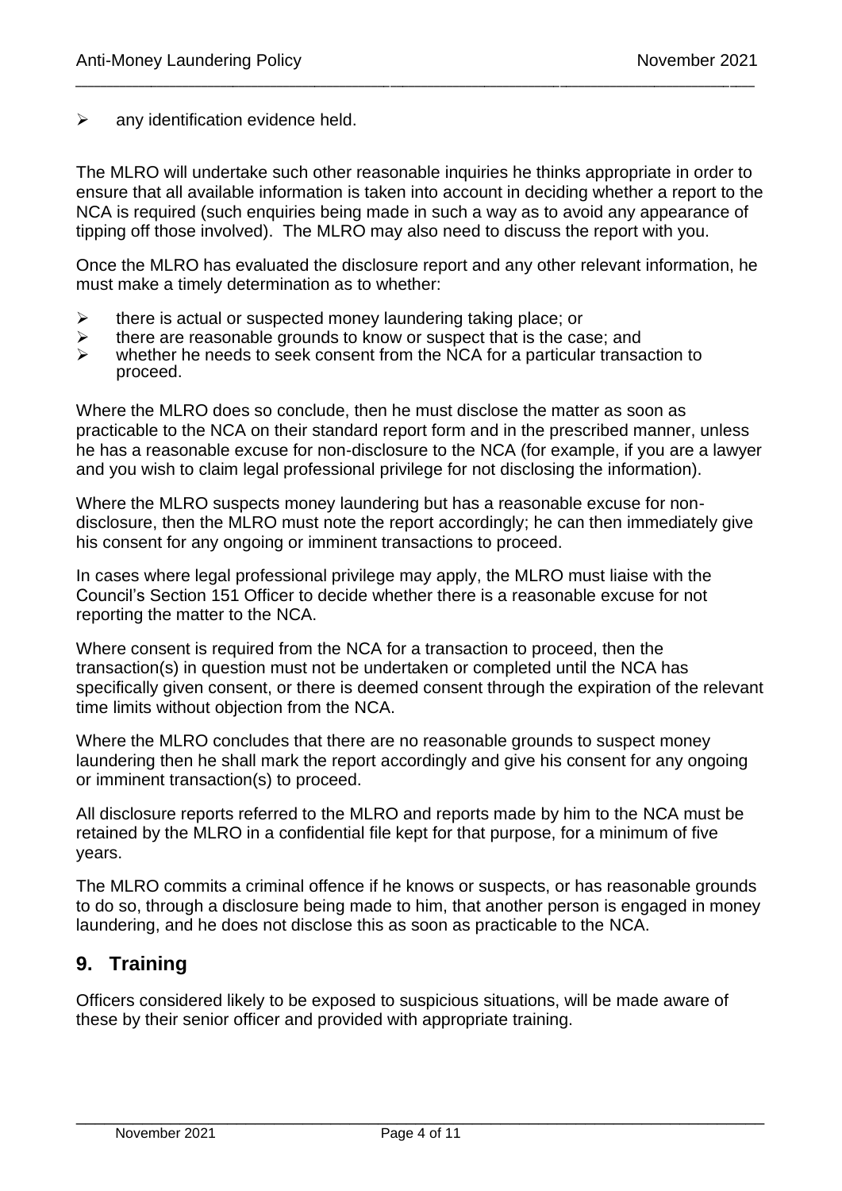- any identification evidence held.

The MLRO will undertake such other reasonable inquiries he thinks appropriate in order to ensure that all available information is taken into account in deciding whether a report to the NCA is required (such enquiries being made in such a way as to avoid any appearance of tipping off those involved). The MLRO may also need to discuss the report with you.

Once the MLRO has evaluated the disclosure report and any other relevant information, he must make a timely determination as to whether:

- there is actual or suspected money laundering taking place; or
- there are reasonable grounds to know or suspect that is the case; and
- whether he needs to seek consent from the NCA for a particular transaction to proceed.

Where the MLRO does so conclude, then he must disclose the matter as soon as practicable to the NCA on their standard report form and in the prescribed manner, unless he has a reasonable excuse for non-disclosure to the NCA (for example, if you are a lawyer and you wish to claim legal professional privilege for not disclosing the information).

Where the MLRO suspects money laundering but has a reasonable excuse for non-disclosure, then the MLRO must note the report accordingly; he can then immediately give his consent for any ongoing or imminent transactions to proceed.

In cases where legal professional privilege may apply, the MLRO must liaise with the Council's Section 151 Officer to decide whether there is a reasonable excuse for not reporting the matter to the NCA.

Where consent is required from the NCA for a transaction to proceed, then the transaction(s) in question must not be undertaken or completed until the NCA has specifically given consent, or there is deemed consent through the expiration of the relevant time limits without objection from the NCA.

Where the MLRO concludes that there are no reasonable grounds to suspect money laundering then he shall mark the report accordingly and give his consent for any ongoing or imminent transaction(s) to proceed.

All disclosure reports referred to the MLRO and reports made by him to the NCA must be retained by the MLRO in a confidential file kept for that purpose, for a minimum of five years.

The MLRO commits a criminal offence if he knows or suspects, or has reasonable grounds to do so, through a disclosure being made to him, that another person is engaged in money laundering, and he does not disclose this as soon as practicable to the NCA.

## 9. Training

Officers considered likely to be exposed to suspicious situations, will be made aware of these by their senior officer and provided with appropriate training.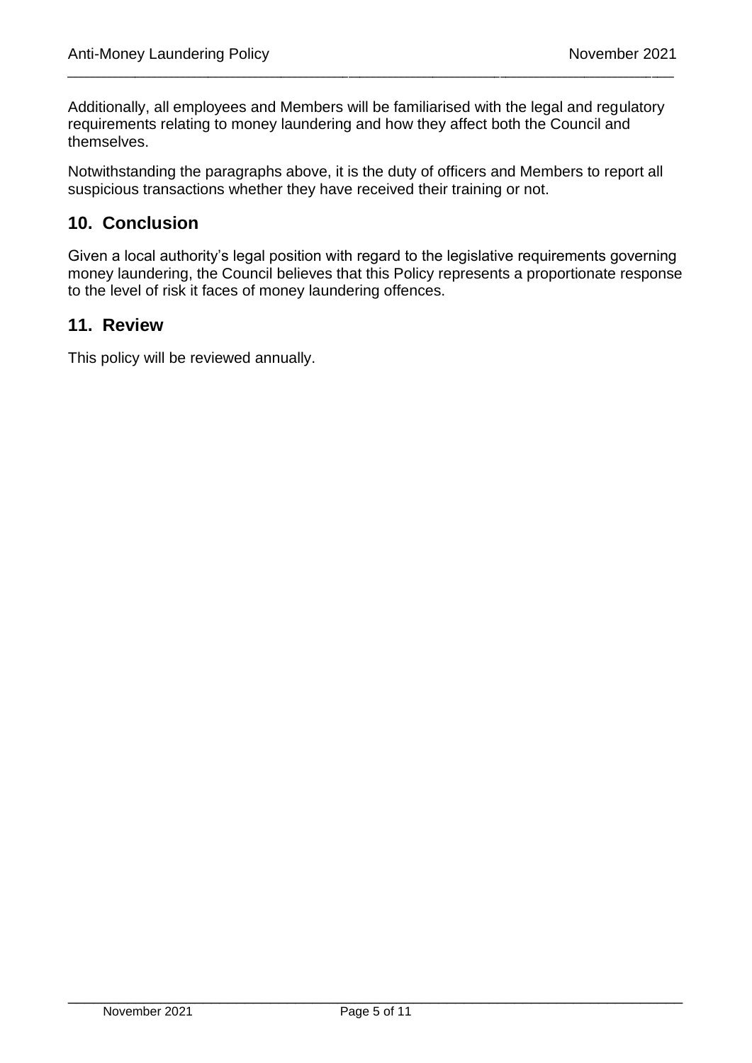Additionally, all employees and Members will be familiarised with the legal and regulatory requirements relating to money laundering and how they affect both the Council and themselves.

Notwithstanding the paragraphs above, it is the duty of officers and Members to report all suspicious transactions whether they have received their training or not.

## 10. Conclusion

Given a local authority's legal position with regard to the legislative requirements governing money laundering, the Council believes that this Policy represents a proportionate response to the level of risk it faces of money laundering offences.

## 11. Review

This policy will be reviewed annually.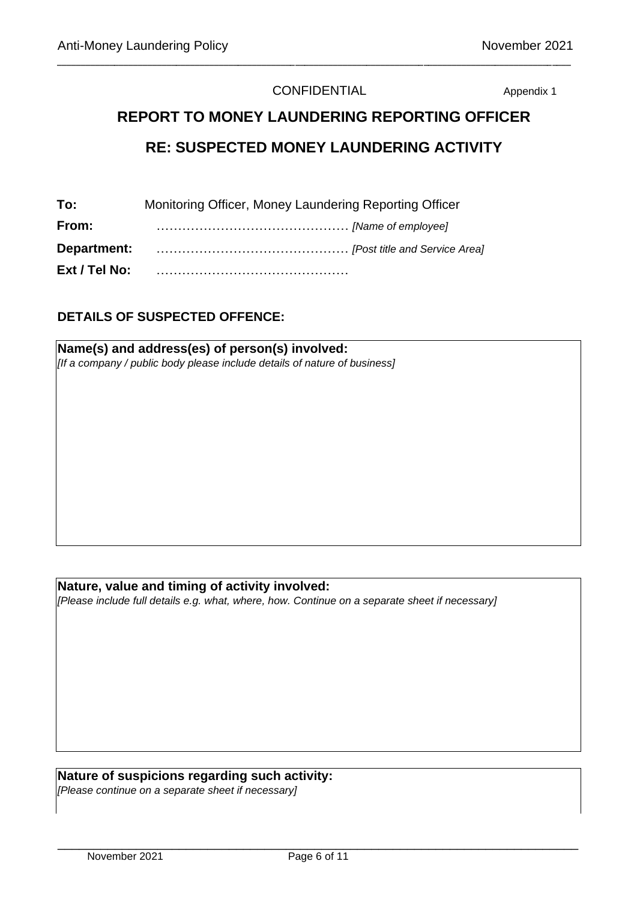CONFIDENTIAL Appendix 1

# REPORT TO MONEY LAUNDERING REPORTING OFFICER

## RE: SUSPECTED MONEY LAUNDERING ACTIVITY

**To:** Monitoring Officer, Money Laundering Reporting Officer

**From:** ……………………………………… *[Name of employee]*

**Department:** ……………………………………… *[Post title and Service Area]*

**Ext / Tel No:** ………………………………………

### DETAILS OF SUSPECTED OFFENCE:

**Name(s) and address(es) of person(s) involved:**
*[If a company / public body please include details of nature of business]*

**Nature, value and timing of activity involved:**
*[Please include full details e.g. what, where, how. Continue on a separate sheet if necessary]*

**Nature of suspicions regarding such activity:**
*[Please continue on a separate sheet if necessary]*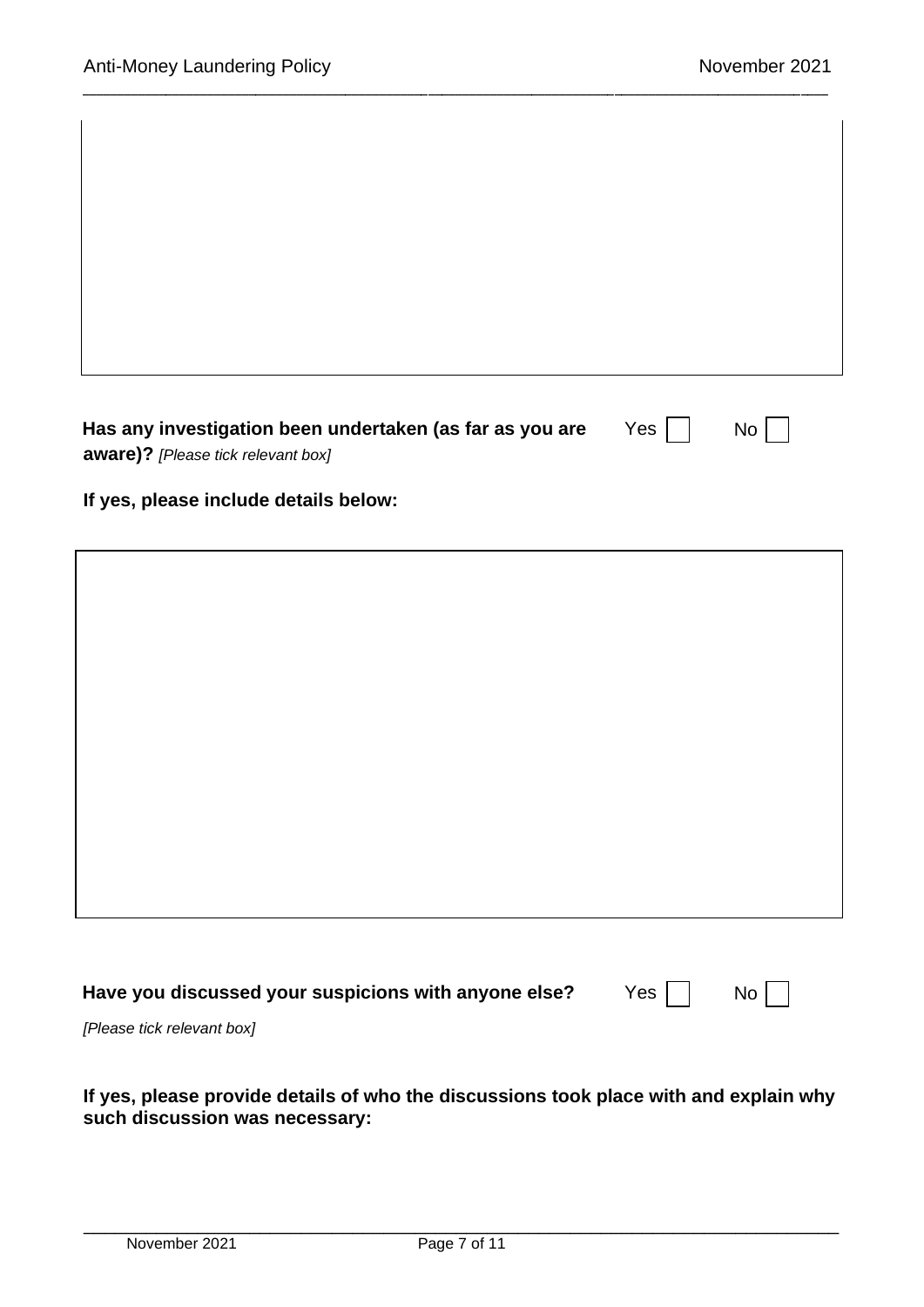**Has any investigation been undertaken (as far as you are aware)?** *[Please tick relevant box]* Yes ☐ No ☐

**If yes, please include details below:**

**Have you discussed your suspicions with anyone else?** Yes ☐ No ☐

*[Please tick relevant box]*

**If yes, please provide details of who the discussions took place with and explain why such discussion was necessary:**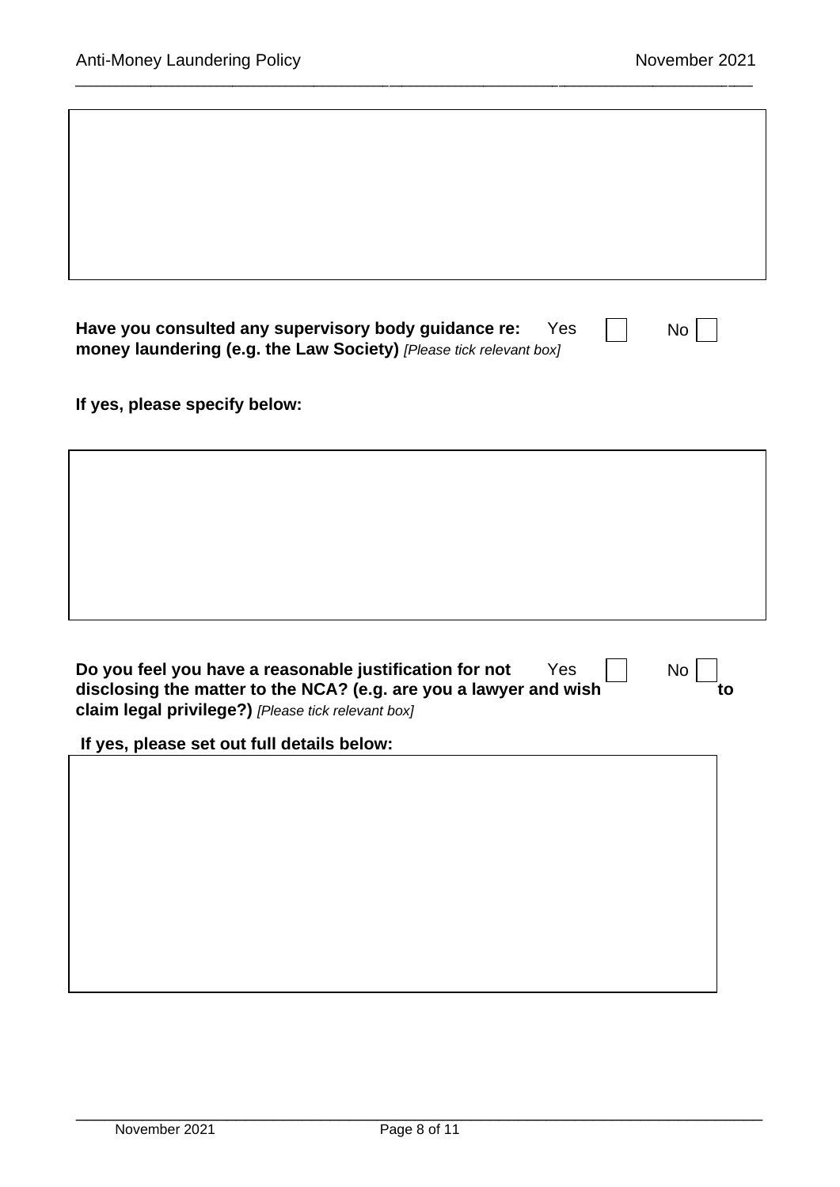**Have you consulted any supervisory body guidance re: money laundering (e.g. the Law Society)** *[Please tick relevant box]* Yes ☐ No ☐

**If yes, please specify below:**

**Do you feel you have a reasonable justification for not disclosing the matter to the NCA? (e.g. are you a lawyer and wish to claim legal privilege?)** *[Please tick relevant box]* Yes ☐ No ☐

**If yes, please set out full details below:**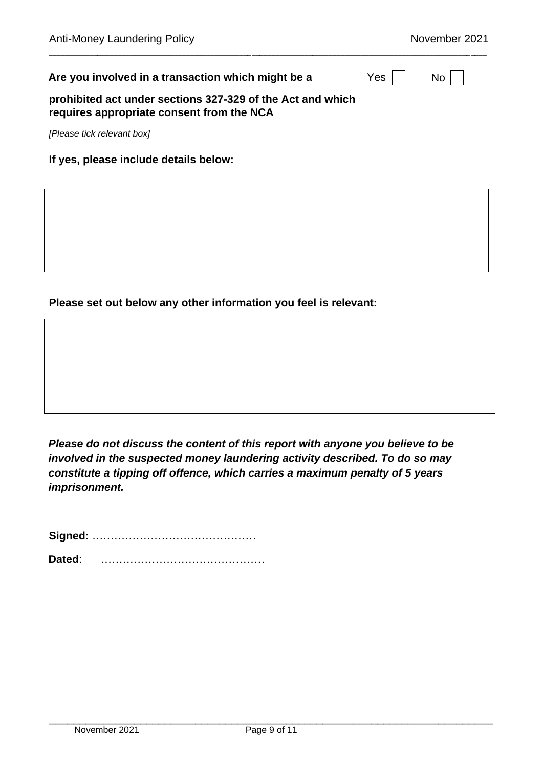**Are you involved in a transaction which might be a prohibited act under sections 327-329 of the Act and which requires appropriate consent from the NCA**

Yes ☐ No ☐

*[Please tick relevant box]*

**If yes, please include details below:**

| |
|---|
| |

**Please set out below any other information you feel is relevant:**

| |
|---|
| |

***Please do not discuss the content of this report with anyone you believe to be involved in the suspected money laundering activity described. To do so may constitute a tipping off offence, which carries a maximum penalty of 5 years imprisonment.***

**Signed:** ………………………………………

**Dated**: ………………………………………